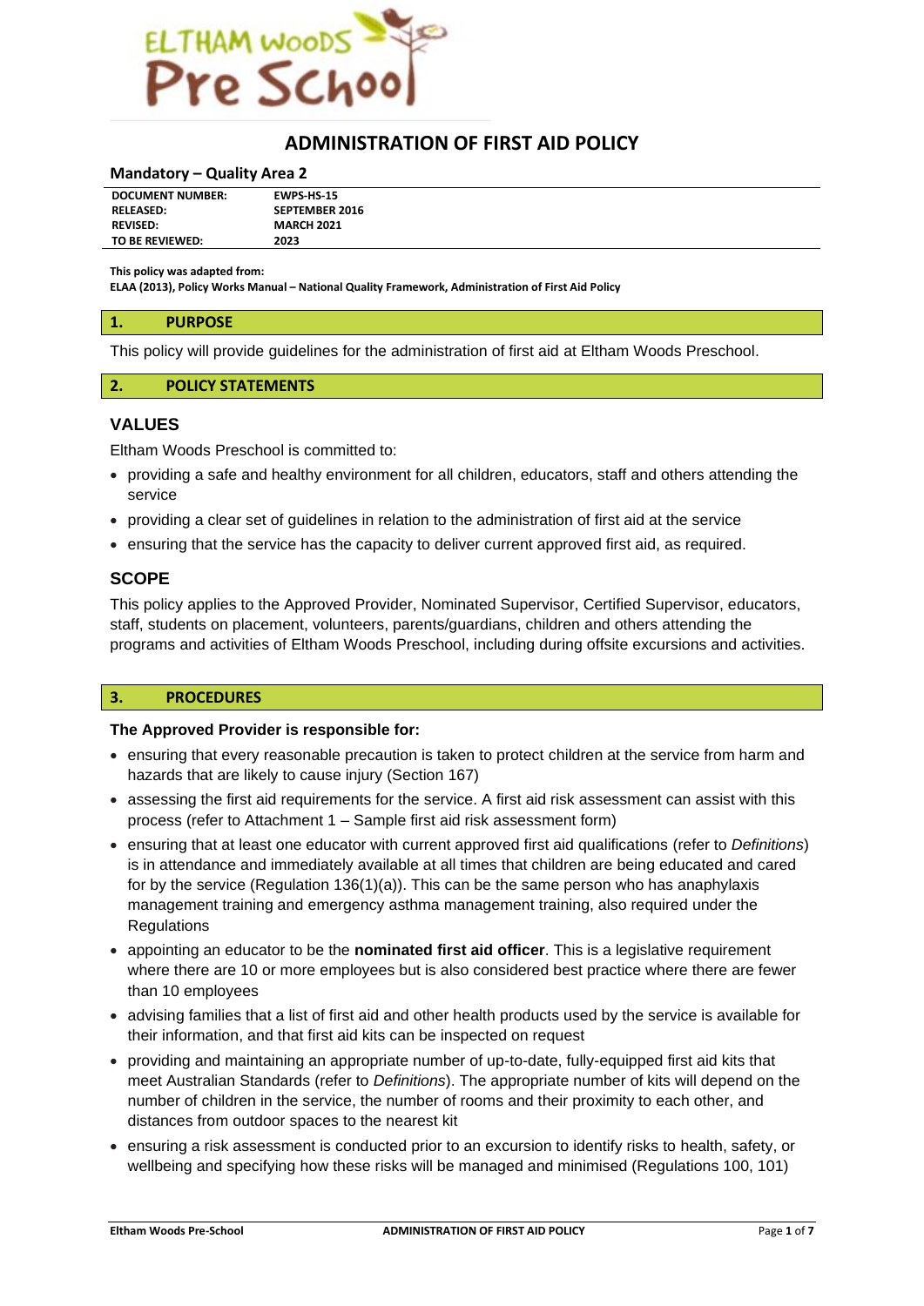# ADMINISTRATION OF FIRST AID POLICY

**Mandatory – Quality Area 2**

| | |
|---|---|
| **DOCUMENT NUMBER:** | **EWPS-HS-15** |
| **RELEASED:** | **SEPTEMBER 2016** |
| **REVISED:** | **MARCH 2021** |
| **TO BE REVIEWED:** | **2023** |

**This policy was adapted from:**
**ELAA (2013), Policy Works Manual – National Quality Framework, Administration of First Aid Policy**

## 1. PURPOSE

This policy will provide guidelines for the administration of first aid at Eltham Woods Preschool.

## 2. POLICY STATEMENTS

### VALUES

Eltham Woods Preschool is committed to:

- providing a safe and healthy environment for all children, educators, staff and others attending the service
- providing a clear set of guidelines in relation to the administration of first aid at the service
- ensuring that the service has the capacity to deliver current approved first aid, as required.

### SCOPE

This policy applies to the Approved Provider, Nominated Supervisor, Certified Supervisor, educators, staff, students on placement, volunteers, parents/guardians, children and others attending the programs and activities of Eltham Woods Preschool, including during offsite excursions and activities.

## 3. PROCEDURES

**The Approved Provider is responsible for:**

- ensuring that every reasonable precaution is taken to protect children at the service from harm and hazards that are likely to cause injury (Section 167)
- assessing the first aid requirements for the service. A first aid risk assessment can assist with this process (refer to Attachment 1 – Sample first aid risk assessment form)
- ensuring that at least one educator with current approved first aid qualifications (refer to *Definitions*) is in attendance and immediately available at all times that children are being educated and cared for by the service (Regulation 136(1)(a)). This can be the same person who has anaphylaxis management training and emergency asthma management training, also required under the Regulations
- appointing an educator to be the **nominated first aid officer**. This is a legislative requirement where there are 10 or more employees but is also considered best practice where there are fewer than 10 employees
- advising families that a list of first aid and other health products used by the service is available for their information, and that first aid kits can be inspected on request
- providing and maintaining an appropriate number of up-to-date, fully-equipped first aid kits that meet Australian Standards (refer to *Definitions*). The appropriate number of kits will depend on the number of children in the service, the number of rooms and their proximity to each other, and distances from outdoor spaces to the nearest kit
- ensuring a risk assessment is conducted prior to an excursion to identify risks to health, safety, or wellbeing and specifying how these risks will be managed and minimised (Regulations 100, 101)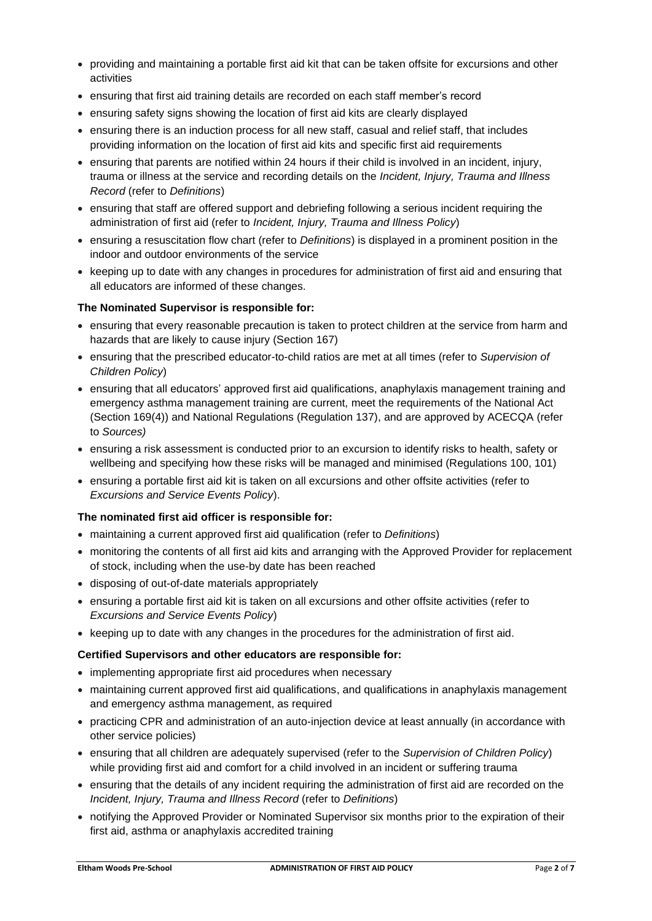- providing and maintaining a portable first aid kit that can be taken offsite for excursions and other activities
- ensuring that first aid training details are recorded on each staff member's record
- ensuring safety signs showing the location of first aid kits are clearly displayed
- ensuring there is an induction process for all new staff, casual and relief staff, that includes providing information on the location of first aid kits and specific first aid requirements
- ensuring that parents are notified within 24 hours if their child is involved in an incident, injury, trauma or illness at the service and recording details on the *Incident, Injury, Trauma and Illness Record* (refer to *Definitions*)
- ensuring that staff are offered support and debriefing following a serious incident requiring the administration of first aid (refer to *Incident, Injury, Trauma and Illness Policy*)
- ensuring a resuscitation flow chart (refer to *Definitions*) is displayed in a prominent position in the indoor and outdoor environments of the service
- keeping up to date with any changes in procedures for administration of first aid and ensuring that all educators are informed of these changes.

**The Nominated Supervisor is responsible for:**

- ensuring that every reasonable precaution is taken to protect children at the service from harm and hazards that are likely to cause injury (Section 167)
- ensuring that the prescribed educator-to-child ratios are met at all times (refer to *Supervision of Children Policy*)
- ensuring that all educators' approved first aid qualifications, anaphylaxis management training and emergency asthma management training are current, meet the requirements of the National Act (Section 169(4)) and National Regulations (Regulation 137), and are approved by ACECQA (refer to *Sources)*
- ensuring a risk assessment is conducted prior to an excursion to identify risks to health, safety or wellbeing and specifying how these risks will be managed and minimised (Regulations 100, 101)
- ensuring a portable first aid kit is taken on all excursions and other offsite activities (refer to *Excursions and Service Events Policy*).

**The nominated first aid officer is responsible for:**

- maintaining a current approved first aid qualification (refer to *Definitions*)
- monitoring the contents of all first aid kits and arranging with the Approved Provider for replacement of stock, including when the use-by date has been reached
- disposing of out-of-date materials appropriately
- ensuring a portable first aid kit is taken on all excursions and other offsite activities (refer to *Excursions and Service Events Policy*)
- keeping up to date with any changes in the procedures for the administration of first aid.

**Certified Supervisors and other educators are responsible for:**

- implementing appropriate first aid procedures when necessary
- maintaining current approved first aid qualifications, and qualifications in anaphylaxis management and emergency asthma management, as required
- practicing CPR and administration of an auto-injection device at least annually (in accordance with other service policies)
- ensuring that all children are adequately supervised (refer to the *Supervision of Children Policy*) while providing first aid and comfort for a child involved in an incident or suffering trauma
- ensuring that the details of any incident requiring the administration of first aid are recorded on the *Incident, Injury, Trauma and Illness Record* (refer to *Definitions*)
- notifying the Approved Provider or Nominated Supervisor six months prior to the expiration of their first aid, asthma or anaphylaxis accredited training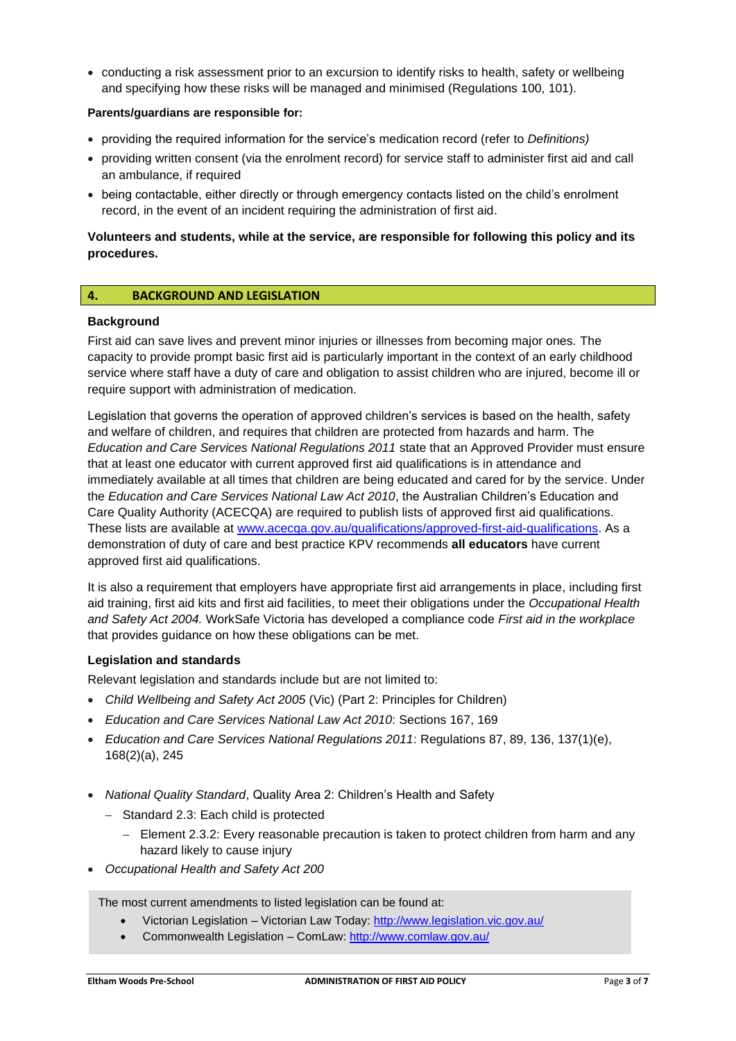- conducting a risk assessment prior to an excursion to identify risks to health, safety or wellbeing and specifying how these risks will be managed and minimised (Regulations 100, 101).

**Parents/guardians are responsible for:**

- providing the required information for the service's medication record (refer to *Definitions)*
- providing written consent (via the enrolment record) for service staff to administer first aid and call an ambulance, if required
- being contactable, either directly or through emergency contacts listed on the child's enrolment record, in the event of an incident requiring the administration of first aid.

**Volunteers and students, while at the service, are responsible for following this policy and its procedures.**

## 4. BACKGROUND AND LEGISLATION

### Background

First aid can save lives and prevent minor injuries or illnesses from becoming major ones. The capacity to provide prompt basic first aid is particularly important in the context of an early childhood service where staff have a duty of care and obligation to assist children who are injured, become ill or require support with administration of medication.

Legislation that governs the operation of approved children's services is based on the health, safety and welfare of children, and requires that children are protected from hazards and harm. The *Education and Care Services National Regulations 2011* state that an Approved Provider must ensure that at least one educator with current approved first aid qualifications is in attendance and immediately available at all times that children are being educated and cared for by the service. Under the *Education and Care Services National Law Act 2010*, the Australian Children's Education and Care Quality Authority (ACECQA) are required to publish lists of approved first aid qualifications. These lists are available at www.acecqa.gov.au/qualifications/approved-first-aid-qualifications. As a demonstration of duty of care and best practice KPV recommends **all educators** have current approved first aid qualifications.

It is also a requirement that employers have appropriate first aid arrangements in place, including first aid training, first aid kits and first aid facilities, to meet their obligations under the *Occupational Health and Safety Act 2004.* WorkSafe Victoria has developed a compliance code *First aid in the workplace* that provides guidance on how these obligations can be met.

### Legislation and standards

Relevant legislation and standards include but are not limited to:

- *Child Wellbeing and Safety Act 2005* (Vic) (Part 2: Principles for Children)
- *Education and Care Services National Law Act 2010*: Sections 167, 169
- *Education and Care Services National Regulations 2011*: Regulations 87, 89, 136, 137(1)(e), 168(2)(a), 245
- *National Quality Standard*, Quality Area 2: Children's Health and Safety
  - Standard 2.3: Each child is protected
    - Element 2.3.2: Every reasonable precaution is taken to protect children from harm and any hazard likely to cause injury
- *Occupational Health and Safety Act 200*

The most current amendments to listed legislation can be found at:

- Victorian Legislation – Victorian Law Today: http://www.legislation.vic.gov.au/
- Commonwealth Legislation – ComLaw: http://www.comlaw.gov.au/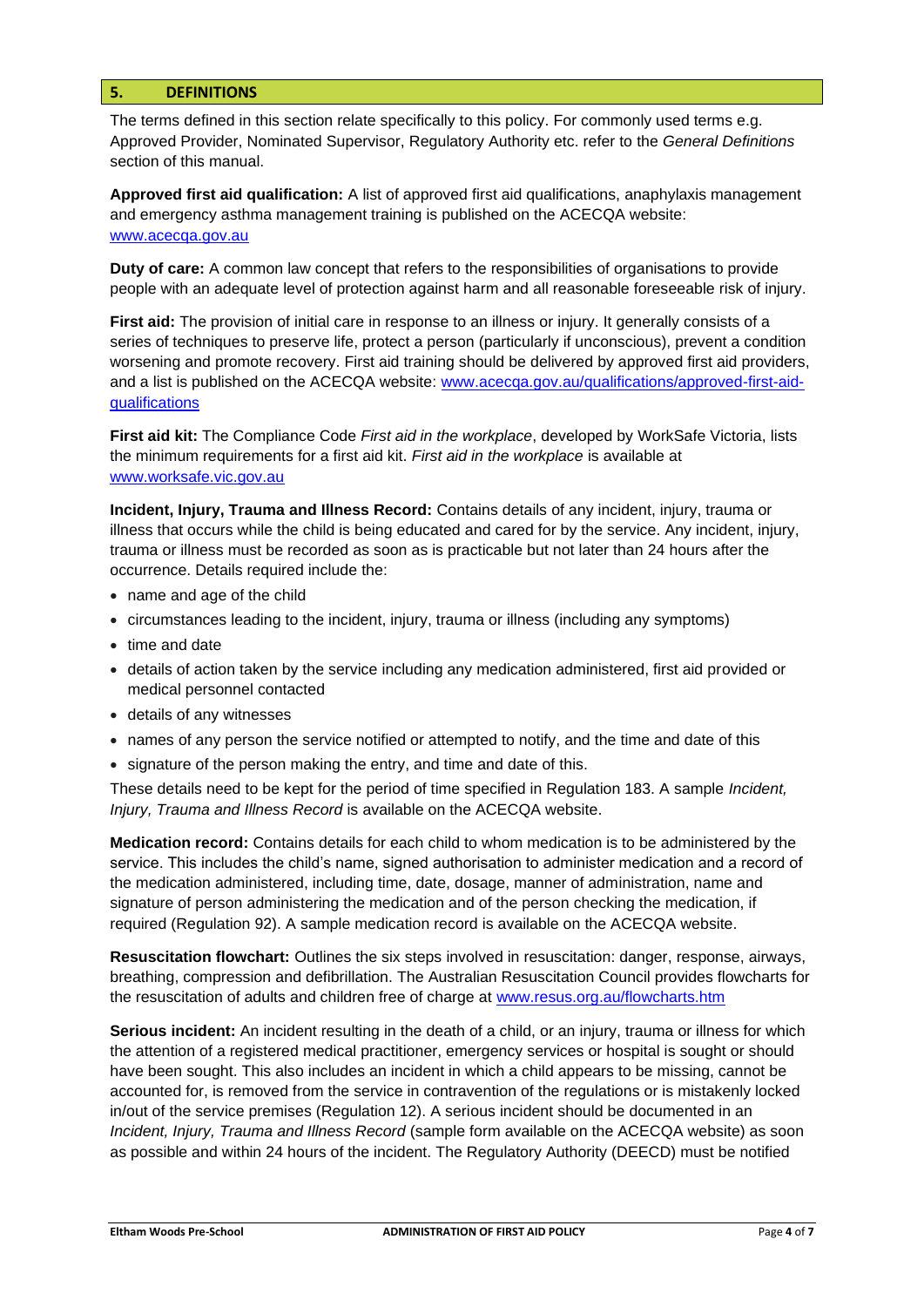## 5. DEFINITIONS

The terms defined in this section relate specifically to this policy. For commonly used terms e.g. Approved Provider, Nominated Supervisor, Regulatory Authority etc. refer to the *General Definitions* section of this manual.

**Approved first aid qualification:** A list of approved first aid qualifications, anaphylaxis management and emergency asthma management training is published on the ACECQA website: [www.acecqa.gov.au](www.acecqa.gov.au)

**Duty of care:** A common law concept that refers to the responsibilities of organisations to provide people with an adequate level of protection against harm and all reasonable foreseeable risk of injury.

**First aid:** The provision of initial care in response to an illness or injury. It generally consists of a series of techniques to preserve life, protect a person (particularly if unconscious), prevent a condition worsening and promote recovery. First aid training should be delivered by approved first aid providers, and a list is published on the ACECQA website: [www.acecqa.gov.au/qualifications/approved-first-aid-qualifications](www.acecqa.gov.au/qualifications/approved-first-aid-qualifications)

**First aid kit:** The Compliance Code *First aid in the workplace*, developed by WorkSafe Victoria, lists the minimum requirements for a first aid kit. *First aid in the workplace* is available at [www.worksafe.vic.gov.au](www.worksafe.vic.gov.au)

**Incident, Injury, Trauma and Illness Record:** Contains details of any incident, injury, trauma or illness that occurs while the child is being educated and cared for by the service. Any incident, injury, trauma or illness must be recorded as soon as is practicable but not later than 24 hours after the occurrence. Details required include the:

- name and age of the child
- circumstances leading to the incident, injury, trauma or illness (including any symptoms)
- time and date
- details of action taken by the service including any medication administered, first aid provided or medical personnel contacted
- details of any witnesses
- names of any person the service notified or attempted to notify, and the time and date of this
- signature of the person making the entry, and time and date of this.

These details need to be kept for the period of time specified in Regulation 183. A sample *Incident, Injury, Trauma and Illness Record* is available on the ACECQA website.

**Medication record:** Contains details for each child to whom medication is to be administered by the service. This includes the child's name, signed authorisation to administer medication and a record of the medication administered, including time, date, dosage, manner of administration, name and signature of person administering the medication and of the person checking the medication, if required (Regulation 92). A sample medication record is available on the ACECQA website.

**Resuscitation flowchart:** Outlines the six steps involved in resuscitation: danger, response, airways, breathing, compression and defibrillation. The Australian Resuscitation Council provides flowcharts for the resuscitation of adults and children free of charge at [www.resus.org.au/flowcharts.htm](www.resus.org.au/flowcharts.htm)

**Serious incident:** An incident resulting in the death of a child, or an injury, trauma or illness for which the attention of a registered medical practitioner, emergency services or hospital is sought or should have been sought. This also includes an incident in which a child appears to be missing, cannot be accounted for, is removed from the service in contravention of the regulations or is mistakenly locked in/out of the service premises (Regulation 12). A serious incident should be documented in an *Incident, Injury, Trauma and Illness Record* (sample form available on the ACECQA website) as soon as possible and within 24 hours of the incident. The Regulatory Authority (DEECD) must be notified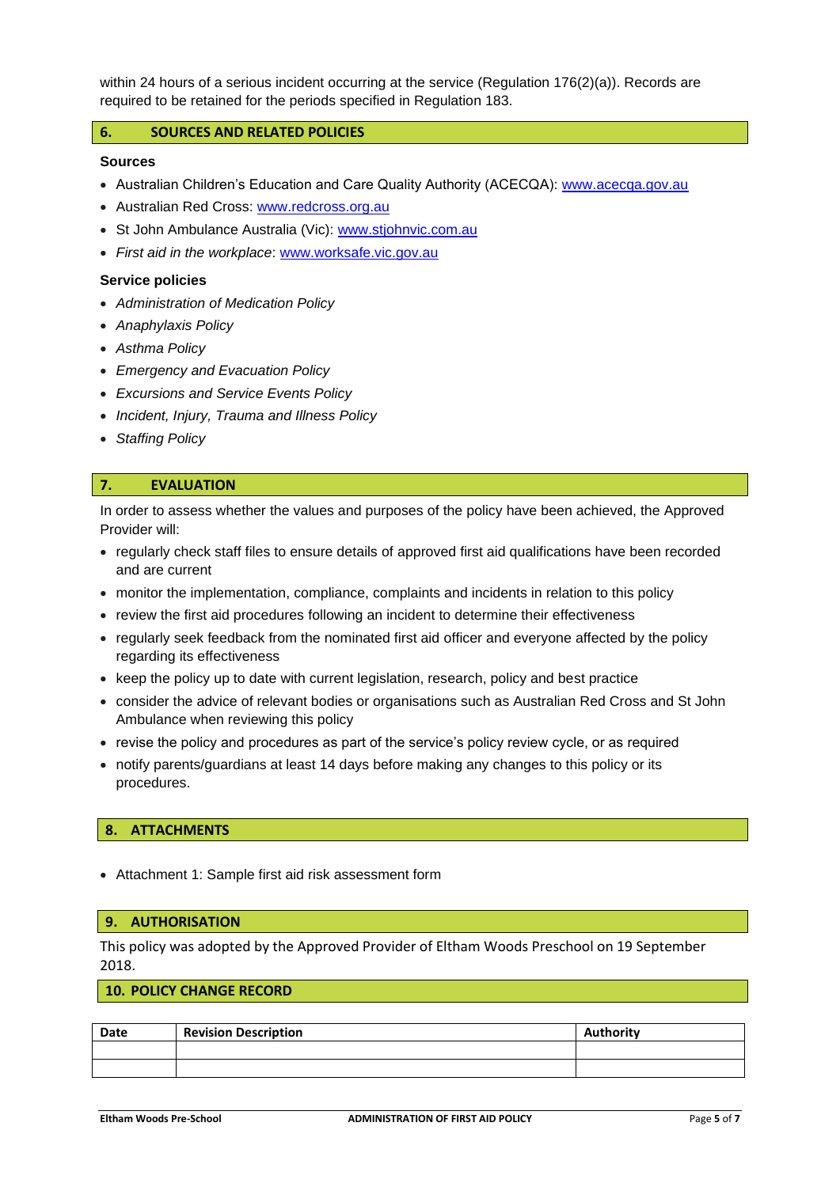within 24 hours of a serious incident occurring at the service (Regulation 176(2)(a)). Records are required to be retained for the periods specified in Regulation 183.

## 6. SOURCES AND RELATED POLICIES

**Sources**

- Australian Children's Education and Care Quality Authority (ACECQA): www.acecqa.gov.au
- Australian Red Cross: www.redcross.org.au
- St John Ambulance Australia (Vic): www.stjohnvic.com.au
- *First aid in the workplace*: www.worksafe.vic.gov.au

**Service policies**

- *Administration of Medication Policy*
- *Anaphylaxis Policy*
- *Asthma Policy*
- *Emergency and Evacuation Policy*
- *Excursions and Service Events Policy*
- *Incident, Injury, Trauma and Illness Policy*
- *Staffing Policy*

## 7. EVALUATION

In order to assess whether the values and purposes of the policy have been achieved, the Approved Provider will:

- regularly check staff files to ensure details of approved first aid qualifications have been recorded and are current
- monitor the implementation, compliance, complaints and incidents in relation to this policy
- review the first aid procedures following an incident to determine their effectiveness
- regularly seek feedback from the nominated first aid officer and everyone affected by the policy regarding its effectiveness
- keep the policy up to date with current legislation, research, policy and best practice
- consider the advice of relevant bodies or organisations such as Australian Red Cross and St John Ambulance when reviewing this policy
- revise the policy and procedures as part of the service's policy review cycle, or as required
- notify parents/guardians at least 14 days before making any changes to this policy or its procedures.

## 8. ATTACHMENTS

- Attachment 1: Sample first aid risk assessment form

## 9. AUTHORISATION

This policy was adopted by the Approved Provider of Eltham Woods Preschool on 19 September 2018.

## 10. POLICY CHANGE RECORD

| Date | Revision Description | Authority |
|---|---|---|
| | | |
| | | |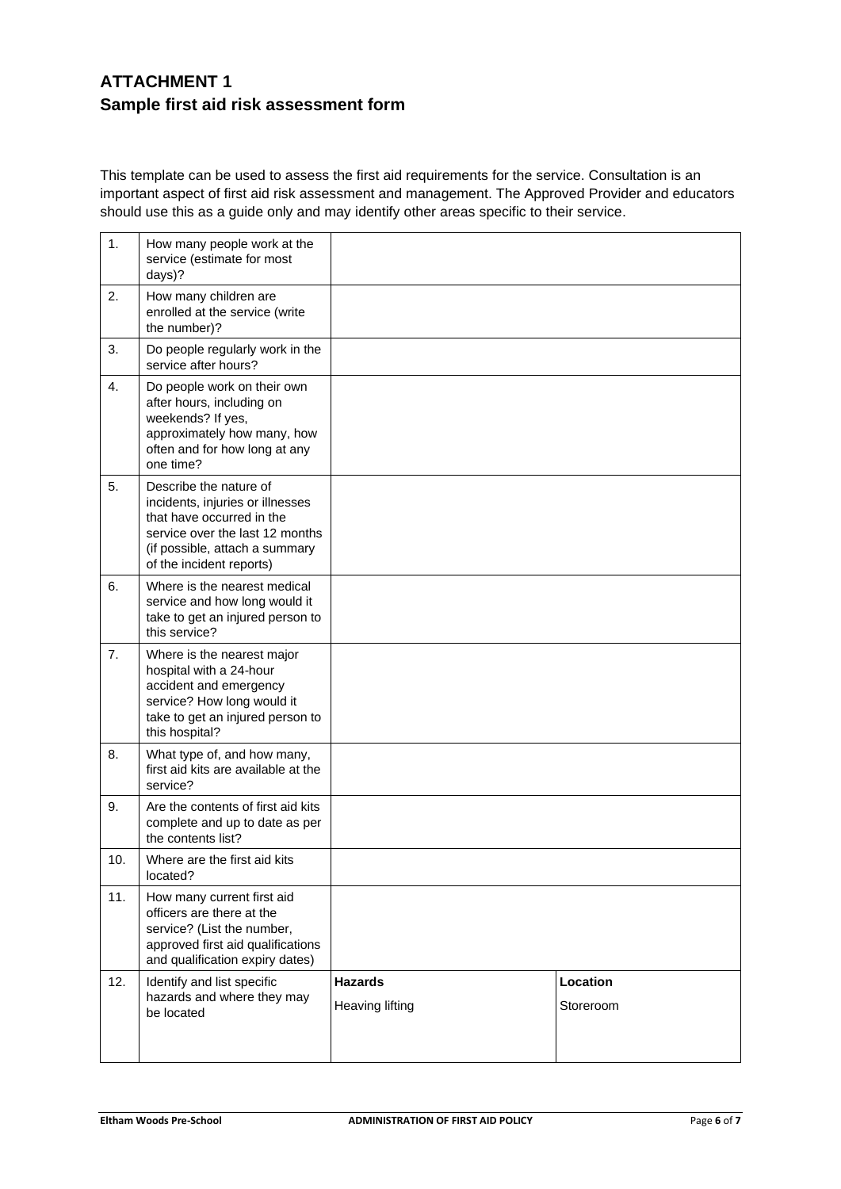## ATTACHMENT 1
## Sample first aid risk assessment form

This template can be used to assess the first aid requirements for the service. Consultation is an important aspect of first aid risk assessment and management. The Approved Provider and educators should use this as a guide only and may identify other areas specific to their service.

| | | | |
|---|---|---|---|
| 1. | How many people work at the service (estimate for most days)? | | |
| 2. | How many children are enrolled at the service (write the number)? | | |
| 3. | Do people regularly work in the service after hours? | | |
| 4. | Do people work on their own after hours, including on weekends? If yes, approximately how many, how often and for how long at any one time? | | |
| 5. | Describe the nature of incidents, injuries or illnesses that have occurred in the service over the last 12 months (if possible, attach a summary of the incident reports) | | |
| 6. | Where is the nearest medical service and how long would it take to get an injured person to this service? | | |
| 7. | Where is the nearest major hospital with a 24-hour accident and emergency service? How long would it take to get an injured person to this hospital? | | |
| 8. | What type of, and how many, first aid kits are available at the service? | | |
| 9. | Are the contents of first aid kits complete and up to date as per the contents list? | | |
| 10. | Where are the first aid kits located? | | |
| 11. | How many current first aid officers are there at the service? (List the number, approved first aid qualifications and qualification expiry dates) | | |
| 12. | Identify and list specific hazards and where they may be located | **Hazards**<br>Heaving lifting | **Location**<br>Storeroom |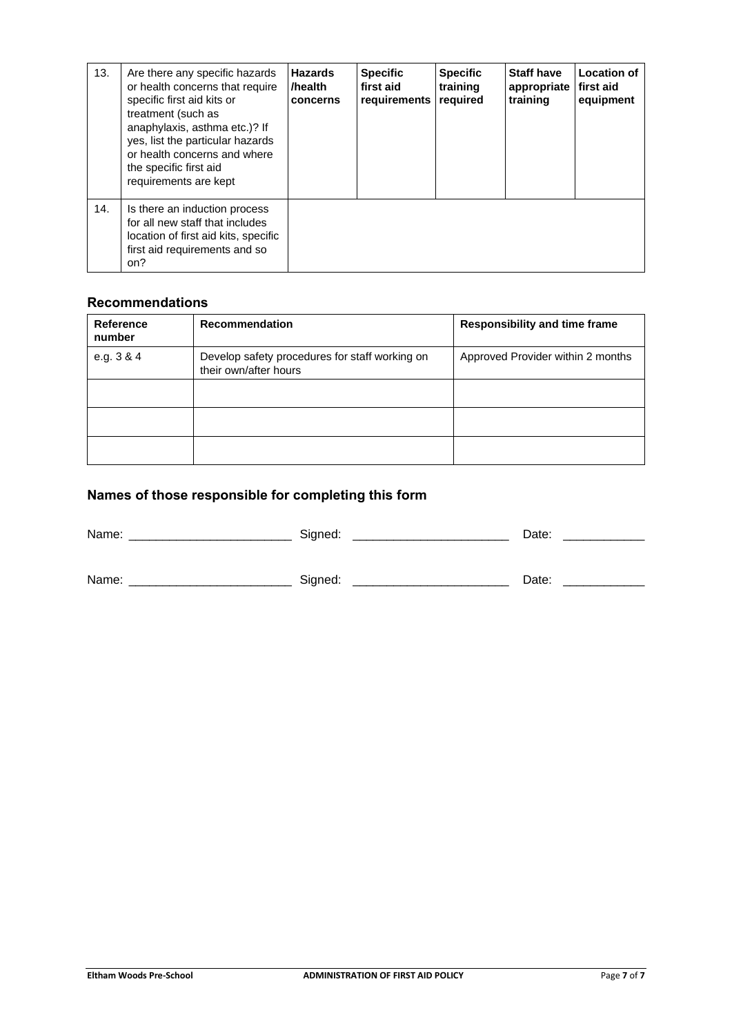| | | | | | | |
|---|---|---|---|---|---|---|
| 13. | Are there any specific hazards or health concerns that require specific first aid kits or treatment (such as anaphylaxis, asthma etc.)? If yes, list the particular hazards or health concerns and where the specific first aid requirements are kept | **Hazards /health concerns** | **Specific first aid requirements** | **Specific training required** | **Staff have appropriate training** | **Location of first aid equipment** |
| 14. | Is there an induction process for all new staff that includes location of first aid kits, specific first aid requirements and so on? | | | | | |

## Recommendations

| Reference number | Recommendation | Responsibility and time frame |
|---|---|---|
| e.g. 3 & 4 | Develop safety procedures for staff working on their own/after hours | Approved Provider within 2 months |
| | | |
| | | |
| | | |

## Names of those responsible for completing this form

Name: _______________________ Signed: ______________________ Date: ___________

Name: _______________________ Signed: ______________________ Date: ___________